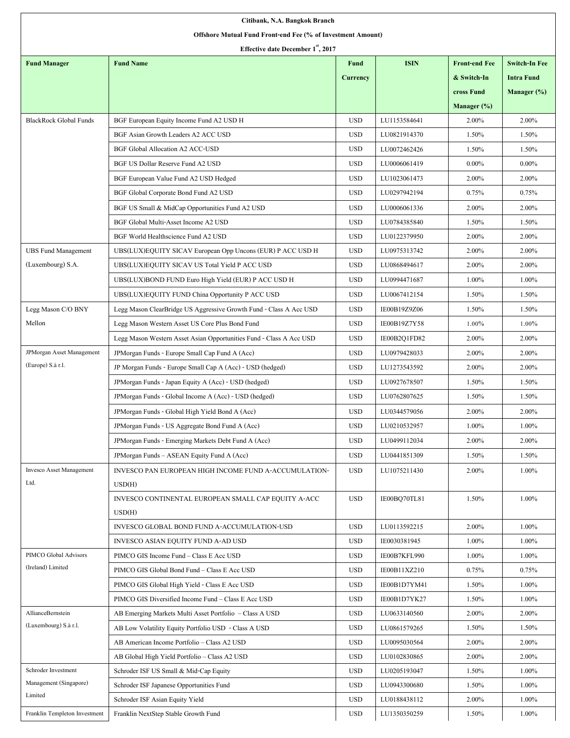**Citibank, N.A. Bangkok Branch**

**Offshore Mutual Fund Front-end Fee (% of Investment Amount)**

**Effective date December 1st, 2017**

| Fund Manager | Fund Name | Fund Currency | ISIN | Front-end Fee & Switch-In cross Fund Manager (%) | Switch-In Fee Intra Fund Manager (%) |
|---|---|---|---|---|---|
| BlackRock Global Funds | BGF European Equity Income Fund A2 USD H | USD | LU1153584641 | 2.00% | 2.00% |
| | BGF Asian Growth Leaders A2 ACC USD | USD | LU0821914370 | 1.50% | 1.50% |
| | BGF Global Allocation A2 ACC-USD | USD | LU0072462426 | 1.50% | 1.50% |
| | BGF US Dollar Reserve Fund A2 USD | USD | LU0006061419 | 0.00% | 0.00% |
| | BGF European Value Fund A2 USD Hedged | USD | LU1023061473 | 2.00% | 2.00% |
| | BGF Global Corporate Bond Fund A2 USD | USD | LU0297942194 | 0.75% | 0.75% |
| | BGF US Small & MidCap Opportunities Fund A2 USD | USD | LU0006061336 | 2.00% | 2.00% |
| | BGF Global Multi-Asset Income A2 USD | USD | LU0784385840 | 1.50% | 1.50% |
| | BGF World Healthscience Fund A2 USD | USD | LU0122379950 | 2.00% | 2.00% |
| UBS Fund Management (Luxembourg) S.A. | UBS(LUX)EQUITY SICAV European Opp Uncons (EUR) P ACC USD H | USD | LU0975313742 | 2.00% | 2.00% |
| | UBS(LUX)EQUITY SICAV US Total Yield P ACC USD | USD | LU0868494617 | 2.00% | 2.00% |
| | UBS(LUX)BOND FUND Euro High Yield (EUR) P ACC USD H | USD | LU0994471687 | 1.00% | 1.00% |
| | UBS(LUX)EQUITY FUND China Opportunity P ACC USD | USD | LU0067412154 | 1.50% | 1.50% |
| Legg Mason C/O BNY Mellon | Legg Mason ClearBridge US Aggressive Growth Fund - Class A Acc USD | USD | IE00B19Z9Z06 | 1.50% | 1.50% |
| | Legg Mason Western Asset US Core Plus Bond Fund | USD | IE00B19Z7Y58 | 1.00% | 1.00% |
| | Legg Mason Western Asset Asian Opportunities Fund - Class A Acc USD | USD | IE00B2Q1FD82 | 2.00% | 2.00% |
| JPMorgan Asset Management (Europe) S.à r.l. | JPMorgan Funds - Europe Small Cap Fund A (Acc) | USD | LU0979428033 | 2.00% | 2.00% |
| | JP Morgan Funds - Europe Small Cap A (Acc) - USD (hedged) | USD | LU1273543592 | 2.00% | 2.00% |
| | JPMorgan Funds - Japan Equity A (Acc) - USD (hedged) | USD | LU0927678507 | 1.50% | 1.50% |
| | JPMorgan Funds - Global Income A (Acc) - USD (hedged) | USD | LU0762807625 | 1.50% | 1.50% |
| | JPMorgan Funds - Global High Yield Bond A (Acc) | USD | LU0344579056 | 2.00% | 2.00% |
| | JPMorgan Funds - US Aggregate Bond Fund A (Acc) | USD | LU0210532957 | 1.00% | 1.00% |
| | JPMorgan Funds - Emerging Markets Debt Fund A (Acc) | USD | LU0499112034 | 2.00% | 2.00% |
| | JPMorgan Funds – ASEAN Equity Fund A (Acc) | USD | LU0441851309 | 1.50% | 1.50% |
| Invesco Asset Management Ltd. | INVESCO PAN EUROPEAN HIGH INCOME FUND A-ACCUMULATION-USD(H) | USD | LU1075211430 | 2.00% | 1.00% |
| | INVESCO CONTINENTAL EUROPEAN SMALL CAP EQUITY A-ACC USD(H) | USD | IE00BQ70TL81 | 1.50% | 1.00% |
| | INVESCO GLOBAL BOND FUND A-ACCUMULATION-USD | USD | LU0113592215 | 2.00% | 1.00% |
| | INVESCO ASIAN EQUITY FUND A-AD USD | USD | IE0030381945 | 1.00% | 1.00% |
| PIMCO Global Advisors (Ireland) Limited | PIMCO GIS Income Fund – Class E Acc USD | USD | IE00B7KFL990 | 1.00% | 1.00% |
| | PIMCO GIS Global Bond Fund – Class E Acc USD | USD | IE00B11XZ210 | 0.75% | 0.75% |
| | PIMCO GIS Global High Yield - Class E Acc USD | USD | IE00B1D7YM41 | 1.50% | 1.00% |
| | PIMCO GIS Diversified Income Fund – Class E Acc USD | USD | IE00B1D7YK27 | 1.50% | 1.00% |
| AllianceBernstein (Luxembourg) S.à r.l. | AB Emerging Markets Multi Asset Portfolio – Class A USD | USD | LU0633140560 | 2.00% | 2.00% |
| | AB Low Volatility Equity Portfolio USD - Class A USD | USD | LU0861579265 | 1.50% | 1.50% |
| | AB American Income Portfolio – Class A2 USD | USD | LU0095030564 | 2.00% | 2.00% |
| | AB Global High Yield Portfolio – Class A2 USD | USD | LU0102830865 | 2.00% | 2.00% |
| Schroder Investment Management (Singapore) Limited | Schroder ISF US Small & Mid-Cap Equity | USD | LU0205193047 | 1.50% | 1.00% |
| | Schroder ISF Japanese Opportunities Fund | USD | LU0943300680 | 1.50% | 1.00% |
| | Schroder ISF Asian Equity Yield | USD | LU0188438112 | 2.00% | 1.00% |
| Franklin Templeton Investment | Franklin NextStep Stable Growth Fund | USD | LU1350350259 | 1.50% | 1.00% |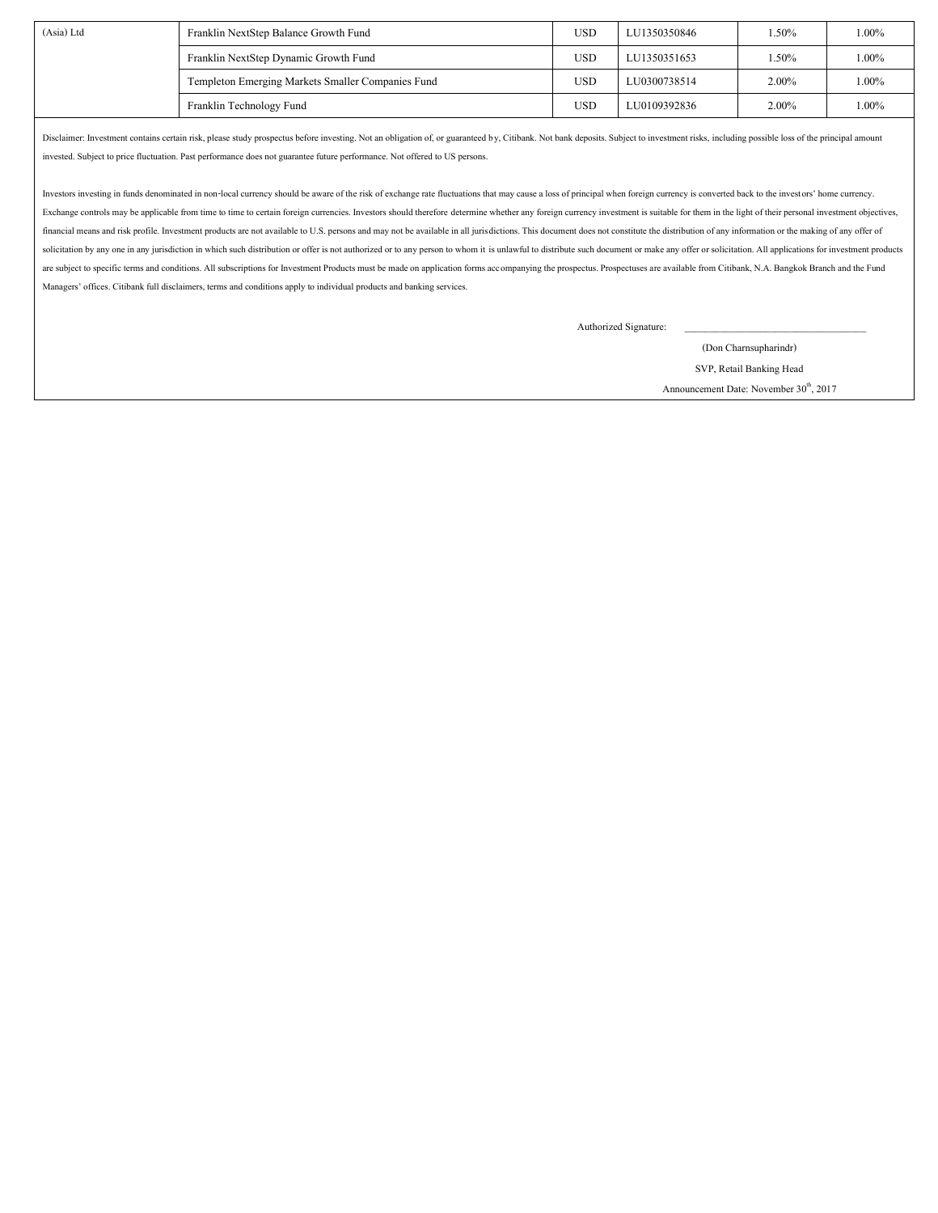| | | | | | |
|---|---|---|---|---|---|
| (Asia) Ltd | Franklin NextStep Balance Growth Fund | USD | LU1350350846 | 1.50% | 1.00% |
| | Franklin NextStep Dynamic Growth Fund | USD | LU1350351653 | 1.50% | 1.00% |
| | Templeton Emerging Markets Smaller Companies Fund | USD | LU0300738514 | 2.00% | 1.00% |
| | Franklin Technology Fund | USD | LU0109392836 | 2.00% | 1.00% |

Disclaimer: Investment contains certain risk, please study prospectus before investing. Not an obligation of, or guaranteed by, Citibank. Not bank deposits. Subject to investment risks, including possible loss of the principal amount invested. Subject to price fluctuation. Past performance does not guarantee future performance. Not offered to US persons.

Investors investing in funds denominated in non-local currency should be aware of the risk of exchange rate fluctuations that may cause a loss of principal when foreign currency is converted back to the investors' home currency. Exchange controls may be applicable from time to time to certain foreign currencies. Investors should therefore determine whether any foreign currency investment is suitable for them in the light of their personal investment objectives, financial means and risk profile. Investment products are not available to U.S. persons and may not be available in all jurisdictions. This document does not constitute the distribution of any information or the making of any offer of solicitation by any one in any jurisdiction in which such distribution or offer is not authorized or to any person to whom it is unlawful to distribute such document or make any offer or solicitation. All applications for investment products are subject to specific terms and conditions. All subscriptions for Investment Products must be made on application forms accompanying the prospectus. Prospectuses are available from Citibank, N.A. Bangkok Branch and the Fund Managers' offices. Citibank full disclaimers, terms and conditions apply to individual products and banking services.

Authorized Signature: ______________________________

(Don Charnsupharindr)

SVP, Retail Banking Head

Announcement Date: November 30th, 2017